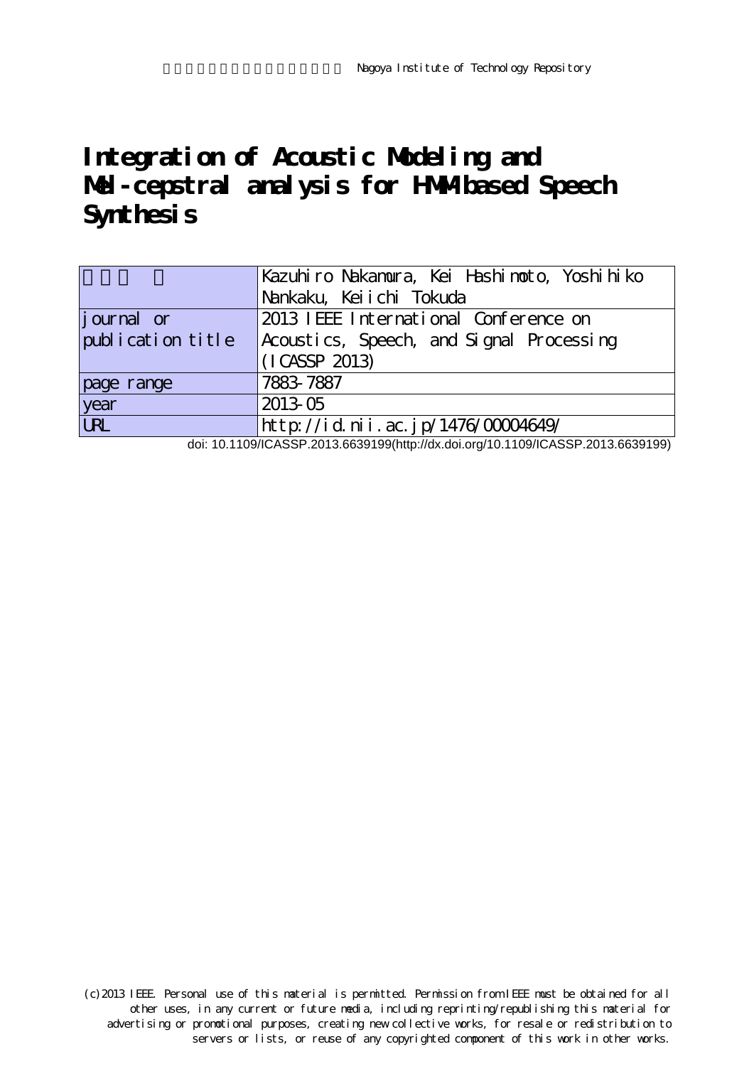# Integration of Acoustic Modeling and Mel-cepstral analysis for HMM-based Speech Synthesis

| | |
|---|---|
| 著者 | Kazuhiro Nakamura, Kei Hashimoto, Yoshihiko Nankaku, Keiichi Tokuda |
| journal or publication title | 2013 IEEE International Conference on Acoustics, Speech, and Signal Processing (ICASSP 2013) |
| page range | 7883-7887 |
| year | 2013-05 |
| URL | http://id.nii.ac.jp/1476/00004649/ |

doi: 10.1109/ICASSP.2013.6639199(http://dx.doi.org/10.1109/ICASSP.2013.6639199)

(c)2013 IEEE. Personal use of this material is permitted. Permission from IEEE must be obtained for all other uses, in any current or future media, including reprinting/republishing this material for advertising or promotional purposes, creating new collective works, for resale or redistribution to servers or lists, or reuse of any copyrighted component of this work in other works.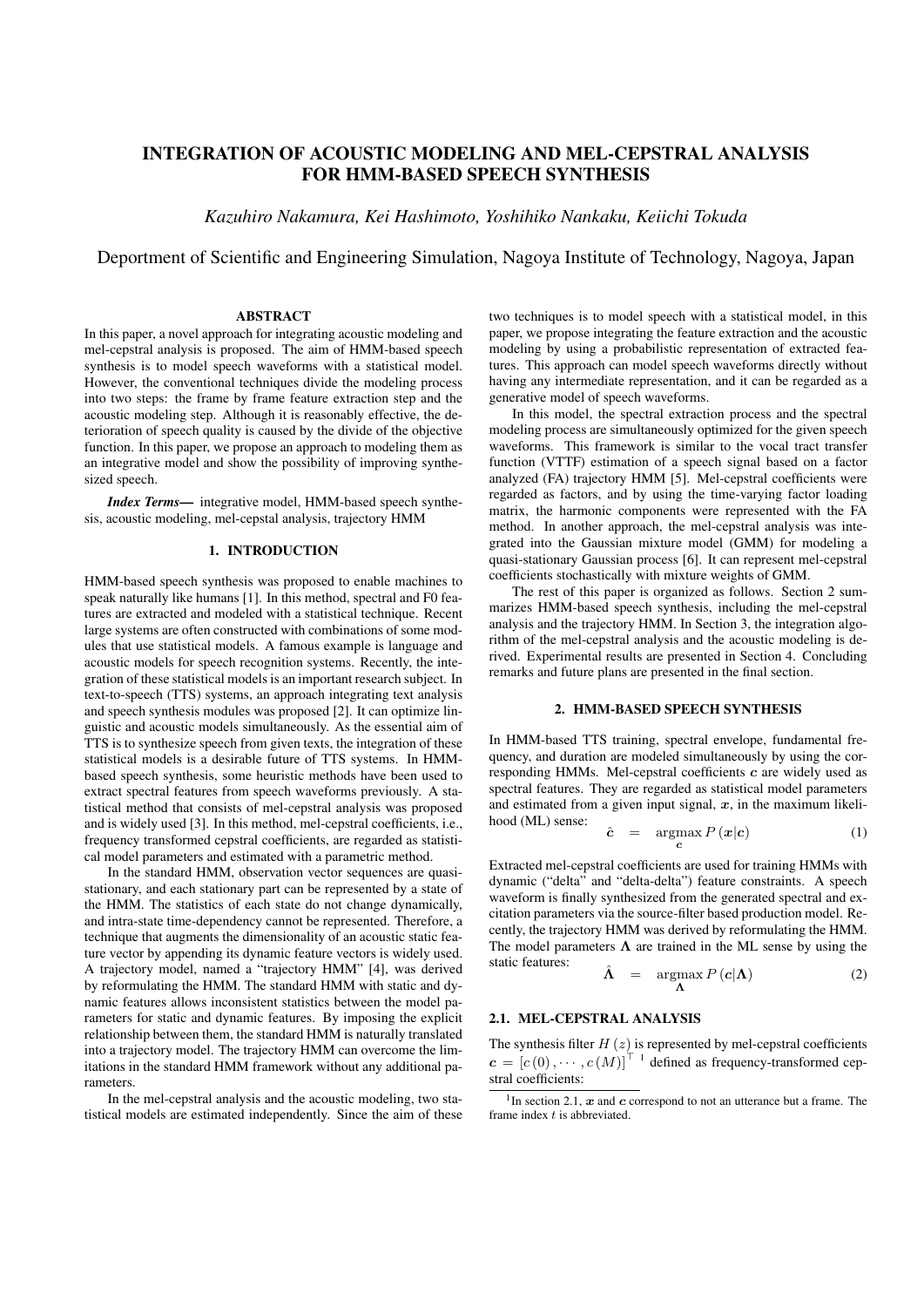# INTEGRATION OF ACOUSTIC MODELING AND MEL-CEPSTRAL ANALYSIS FOR HMM-BASED SPEECH SYNTHESIS

*Kazuhiro Nakamura, Kei Hashimoto, Yoshihiko Nankaku, Keiichi Tokuda*

Deportment of Scientific and Engineering Simulation, Nagoya Institute of Technology, Nagoya, Japan

## ABSTRACT

In this paper, a novel approach for integrating acoustic modeling and mel-cepstral analysis is proposed. The aim of HMM-based speech synthesis is to model speech waveforms with a statistical model. However, the conventional techniques divide the modeling process into two steps: the frame by frame feature extraction step and the acoustic modeling step. Although it is reasonably effective, the deterioration of speech quality is caused by the divide of the objective function. In this paper, we propose an approach to modeling them as an integrative model and show the possibility of improving synthesized speech.

***Index Terms*—** integrative model, HMM-based speech synthesis, acoustic modeling, mel-cepstal analysis, trajectory HMM

## 1. INTRODUCTION

HMM-based speech synthesis was proposed to enable machines to speak naturally like humans [1]. In this method, spectral and F0 features are extracted and modeled with a statistical technique. Recent large systems are often constructed with combinations of some modules that use statistical models. A famous example is language and acoustic models for speech recognition systems. Recently, the integration of these statistical models is an important research subject. In text-to-speech (TTS) systems, an approach integrating text analysis and speech synthesis modules was proposed [2]. It can optimize linguistic and acoustic models simultaneously. As the essential aim of TTS is to synthesize speech from given texts, the integration of these statistical models is a desirable future of TTS systems. In HMM-based speech synthesis, some heuristic methods have been used to extract spectral features from speech waveforms previously. A statistical method that consists of mel-cepstral analysis was proposed and is widely used [3]. In this method, mel-cepstral coefficients, i.e., frequency transformed cepstral coefficients, are regarded as statistical model parameters and estimated with a parametric method.

In the standard HMM, observation vector sequences are quasi-stationary, and each stationary part can be represented by a state of the HMM. The statistics of each state do not change dynamically, and intra-state time-dependency cannot be represented. Therefore, a technique that augments the dimensionality of an acoustic static feature vector by appending its dynamic feature vectors is widely used. A trajectory model, named a "trajectory HMM" [4], was derived by reformulating the HMM. The standard HMM with static and dynamic features allows inconsistent statistics between the model parameters for static and dynamic features. By imposing the explicit relationship between them, the standard HMM is naturally translated into a trajectory model. The trajectory HMM can overcome the limitations in the standard HMM framework without any additional parameters.

In the mel-cepstral analysis and the acoustic modeling, two statistical models are estimated independently. Since the aim of these two techniques is to model speech with a statistical model, in this paper, we propose integrating the feature extraction and the acoustic modeling by using a probabilistic representation of extracted features. This approach can model speech waveforms directly without having any intermediate representation, and it can be regarded as a generative model of speech waveforms.

In this model, the spectral extraction process and the spectral modeling process are simultaneously optimized for the given speech waveforms. This framework is similar to the vocal tract transfer function (VTTF) estimation of a speech signal based on a factor analyzed (FA) trajectory HMM [5]. Mel-cepstral coefficients were regarded as factors, and by using the time-varying factor loading matrix, the harmonic components were represented with the FA method. In another approach, the mel-cepstral analysis was integrated into the Gaussian mixture model (GMM) for modeling a quasi-stationary Gaussian process [6]. It can represent mel-cepstral coefficients stochastically with mixture weights of GMM.

The rest of this paper is organized as follows. Section 2 summarizes HMM-based speech synthesis, including the mel-cepstral analysis and the trajectory HMM. In Section 3, the integration algorithm of the mel-cepstral analysis and the acoustic modeling is derived. Experimental results are presented in Section 4. Concluding remarks and future plans are presented in the final section.

## 2. HMM-BASED SPEECH SYNTHESIS

In HMM-based TTS training, spectral envelope, fundamental frequency, and duration are modeled simultaneously by using the corresponding HMMs. Mel-cepstral coefficients $\boldsymbol{c}$ are widely used as spectral features. They are regarded as statistical model parameters and estimated from a given input signal, $\boldsymbol{x}$, in the maximum likelihood (ML) sense:

$$\hat{\boldsymbol{c}} = \underset{\boldsymbol{c}}{\operatorname{argmax}}\, P(\boldsymbol{x}|\boldsymbol{c}) \tag{1}$$

Extracted mel-cepstral coefficients are used for training HMMs with dynamic ("delta" and "delta-delta") feature constraints. A speech waveform is finally synthesized from the generated spectral and excitation parameters via the source-filter based production model. Recently, the trajectory HMM was derived by reformulating the HMM. The model parameters $\boldsymbol{\Lambda}$ are trained in the ML sense by using the static features:

$$\hat{\boldsymbol{\Lambda}} = \underset{\boldsymbol{\Lambda}}{\operatorname{argmax}}\, P(\boldsymbol{c}|\boldsymbol{\Lambda}) \tag{2}$$

### 2.1. MEL-CEPSTRAL ANALYSIS

The synthesis filter $H(z)$ is represented by mel-cepstral coefficients $\boldsymbol{c} = [c(0), \cdots, c(M)]^\top$ [1] defined as frequency-transformed cepstral coefficients:

[1] In section 2.1, $\boldsymbol{x}$ and $\boldsymbol{c}$ correspond to not an utterance but a frame. The frame index $t$ is abbreviated.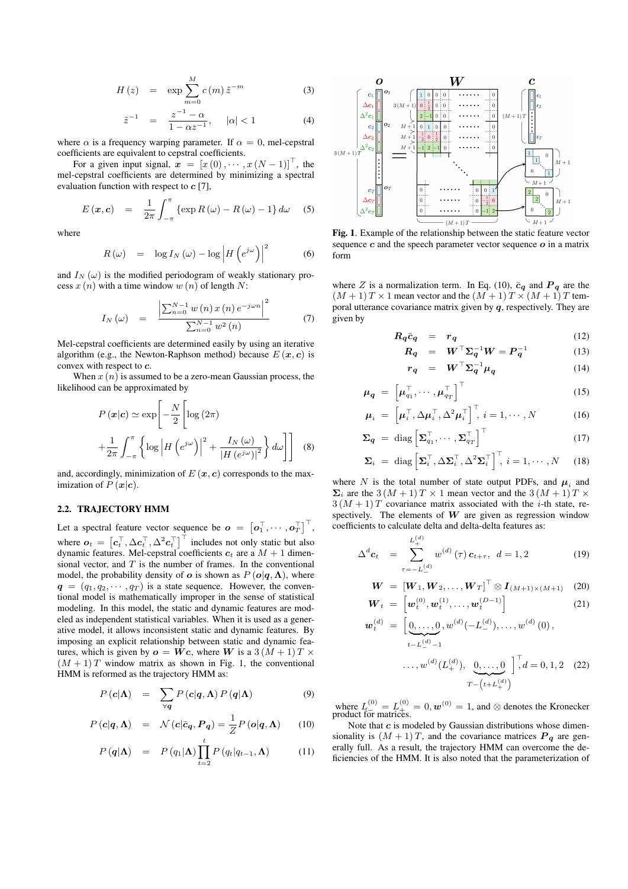$$H(z) = \exp \sum_{m=0}^{M} c(m)\, \tilde{z}^{-m} \tag{3}$$

$$\tilde{z}^{-1} = \frac{z^{-1} - \alpha}{1 - \alpha z^{-1}}, \quad |\alpha| < 1 \tag{4}$$

where $\alpha$ is a frequency warping parameter. If $\alpha = 0$, mel-cepstral coefficients are equivalent to cepstral coefficients.

For a given input signal, $\boldsymbol{x} = [x(0), \cdots, x(N-1)]^\top$, the mel-cepstral coefficients are determined by minimizing a spectral evaluation function with respect to $\boldsymbol{c}$ [7],

$$E(\boldsymbol{x}, \boldsymbol{c}) = \frac{1}{2\pi} \int_{-\pi}^{\pi} \{\exp R(\omega) - R(\omega) - 1\}\, d\omega \tag{5}$$

where

$$R(\omega) = \log I_N(\omega) - \log \left| H\left(e^{j\omega}\right) \right|^2 \tag{6}$$

and $I_N(\omega)$ is the modified periodogram of weakly stationary process $x(n)$ with a time window $w(n)$ of length $N$:

$$I_N(\omega) = \frac{\left| \sum_{n=0}^{N-1} w(n)\, x(n)\, e^{-j\omega n} \right|^2}{\sum_{n=0}^{N-1} w^2(n)} \tag{7}$$

Mel-cepstral coefficients are determined easily by using an iterative algorithm (e.g., the Newton-Raphson method) because $E(\boldsymbol{x}, \boldsymbol{c})$ is convex with respect to $\boldsymbol{c}$.

When $x(n)$ is assumed to be a zero-mean Gaussian process, the likelihood can be approximated by

$$P(\boldsymbol{x}|\boldsymbol{c}) \simeq \exp\left[ -\frac{N}{2} \left[ \log(2\pi) + \frac{1}{2\pi} \int_{-\pi}^{\pi} \left\{ \log \left| H\left(e^{j\omega}\right) \right|^2 + \frac{I_N(\omega)}{\left| H\left(e^{j\omega}\right) \right|^2} \right\} d\omega \right] \right] \tag{8}$$

and, accordingly, minimization of $E(\boldsymbol{x}, \boldsymbol{c})$ corresponds to the maximization of $P(\boldsymbol{x}|\boldsymbol{c})$.

## 2.2. TRAJECTORY HMM

Let a spectral feature vector sequence be $\boldsymbol{o} = \left[\boldsymbol{o}_1^\top, \cdots, \boldsymbol{o}_T^\top\right]^\top$, where $\boldsymbol{o}_t = \left[\boldsymbol{c}_t^\top, \Delta\boldsymbol{c}_t^\top, \Delta^2\boldsymbol{c}_t^\top\right]^\top$ includes not only static but also dynamic features. Mel-cepstral coefficients $\boldsymbol{c}_t$ are a $M+1$ dimensional vector, and $T$ is the number of frames. In the conventional model, the probability density of $\boldsymbol{o}$ is shown as $P(\boldsymbol{o}|\boldsymbol{q}, \boldsymbol{\Lambda})$, where $\boldsymbol{q} = (q_1, q_2, \cdots, q_T)$ is a state sequence. However, the conventional model is mathematically improper in the sense of statistical modeling. In this model, the static and dynamic features are modeled as independent statistical variables. When it is used as a generative model, it allows inconsistent static and dynamic features. By imposing an explicit relationship between static and dynamic features, which is given by $\boldsymbol{o} = \boldsymbol{W}\boldsymbol{c}$, where $\boldsymbol{W}$ is a $3(M+1)T \times (M+1)T$ window matrix as shown in Fig. 1, the conventional HMM is reformed as the trajectory HMM as:

$$P(\boldsymbol{c}|\boldsymbol{\Lambda}) = \sum_{\forall \boldsymbol{q}} P(\boldsymbol{c}|\boldsymbol{q}, \boldsymbol{\Lambda})\, P(\boldsymbol{q}|\boldsymbol{\Lambda}) \tag{9}$$

$$P(\boldsymbol{c}|\boldsymbol{q}, \boldsymbol{\Lambda}) = \mathcal{N}(\boldsymbol{c}|\bar{\boldsymbol{c}}_{\boldsymbol{q}}, \boldsymbol{P}_{\boldsymbol{q}}) = \frac{1}{Z} P(\boldsymbol{o}|\boldsymbol{q}, \boldsymbol{\Lambda}) \tag{10}$$

$$P(\boldsymbol{q}|\boldsymbol{\Lambda}) = P(q_1|\boldsymbol{\Lambda}) \prod_{t=2}^{t} P(q_t|q_{t-1}, \boldsymbol{\Lambda}) \tag{11}$$

**Fig. 1**. Example of the relationship between the static feature vector sequence $\boldsymbol{c}$ and the speech parameter vector sequence $\boldsymbol{o}$ in a matrix form

where $Z$ is a normalization term. In Eq. (10), $\bar{\boldsymbol{c}}_{\boldsymbol{q}}$ and $\boldsymbol{P}_{\boldsymbol{q}}$ are the $(M+1)T \times 1$ mean vector and the $(M+1)T \times (M+1)T$ temporal utterance covariance matrix given by $\boldsymbol{q}$, respectively. They are given by

$$\boldsymbol{R}_{\boldsymbol{q}} \bar{\boldsymbol{c}}_{\boldsymbol{q}} = \boldsymbol{r}_{\boldsymbol{q}} \tag{12}$$

$$\boldsymbol{R}_{\boldsymbol{q}} = \boldsymbol{W}^\top \boldsymbol{\Sigma}_{\boldsymbol{q}}^{-1} \boldsymbol{W} = \boldsymbol{P}_{\boldsymbol{q}}^{-1} \tag{13}$$

$$\boldsymbol{r}_{\boldsymbol{q}} = \boldsymbol{W}^\top \boldsymbol{\Sigma}_{\boldsymbol{q}}^{-1} \boldsymbol{\mu}_{\boldsymbol{q}} \tag{14}$$

$$\boldsymbol{\mu}_{\boldsymbol{q}} = \left[\boldsymbol{\mu}_{q_1}^\top, \cdots, \boldsymbol{\mu}_{q_T}^\top\right]^\top \tag{15}$$

$$\boldsymbol{\mu}_i = \left[\boldsymbol{\mu}_i^\top, \Delta\boldsymbol{\mu}_i^\top, \Delta^2\boldsymbol{\mu}_i^\top\right]^\top, \; i = 1, \cdots, N \tag{16}$$

$$\boldsymbol{\Sigma}_{\boldsymbol{q}} = \mathrm{diag}\left[\boldsymbol{\Sigma}_{q_1}^\top, \cdots, \boldsymbol{\Sigma}_{q_T}^\top\right]^\top \tag{17}$$

$$\boldsymbol{\Sigma}_i = \mathrm{diag}\left[\boldsymbol{\Sigma}_i^\top, \Delta\boldsymbol{\Sigma}_i^\top, \Delta^2\boldsymbol{\Sigma}_i^\top\right]^\top, \; i = 1, \cdots, N \tag{18}$$

where $N$ is the total number of state output PDFs, and $\boldsymbol{\mu}_i$ and $\boldsymbol{\Sigma}_i$ are the $3(M+1)T \times 1$ mean vector and the $3(M+1)T \times 3(M+1)T$ covariance matrix associated with the $i$-th state, respectively. The elements of $\boldsymbol{W}$ are given as regression window coefficients to calculate delta and delta-delta features as:

$$\Delta^d \boldsymbol{c}_t = \sum_{\tau=-L_-^{(d)}}^{L_+^{(d)}} w^{(d)}(\tau)\, \boldsymbol{c}_{t+\tau}, \quad d = 1, 2 \tag{19}$$

$$\boldsymbol{W} = \left[\boldsymbol{W}_1, \boldsymbol{W}_2, \ldots, \boldsymbol{W}_T\right]^\top \otimes \boldsymbol{I}_{(M+1)\times(M+1)} \tag{20}$$

$$\boldsymbol{W}_t = \left[\boldsymbol{w}_t^{(0)}, \boldsymbol{w}_t^{(1)}, \ldots, \boldsymbol{w}_t^{(D-1)}\right] \tag{21}$$

$$\boldsymbol{w}_t^{(d)} = \Big[\underbrace{0, \ldots, 0}_{t-L_-^{(d)}-1}, w^{(d)}(-L_-^{(d)}), \ldots, w^{(d)}(0), \ldots, w^{(d)}(L_+^{(d)}), \underbrace{0, \ldots, 0}_{T-\left(t+L_+^{(d)}\right)}\Big]^\top, d = 0, 1, 2 \tag{22}$$

where $L_-^{(0)} = L_+^{(0)} = 0$, $\boldsymbol{w}^{(0)} = 1$, and $\otimes$ denotes the Kronecker product for matrices.

Note that $\boldsymbol{c}$ is modeled by Gaussian distributions whose dimensionality is $(M+1)T$, and the covariance matrices $\boldsymbol{P}_{\boldsymbol{q}}$ are generally full. As a result, the trajectory HMM can overcome the deficiencies of the HMM. It is also noted that the parameterization of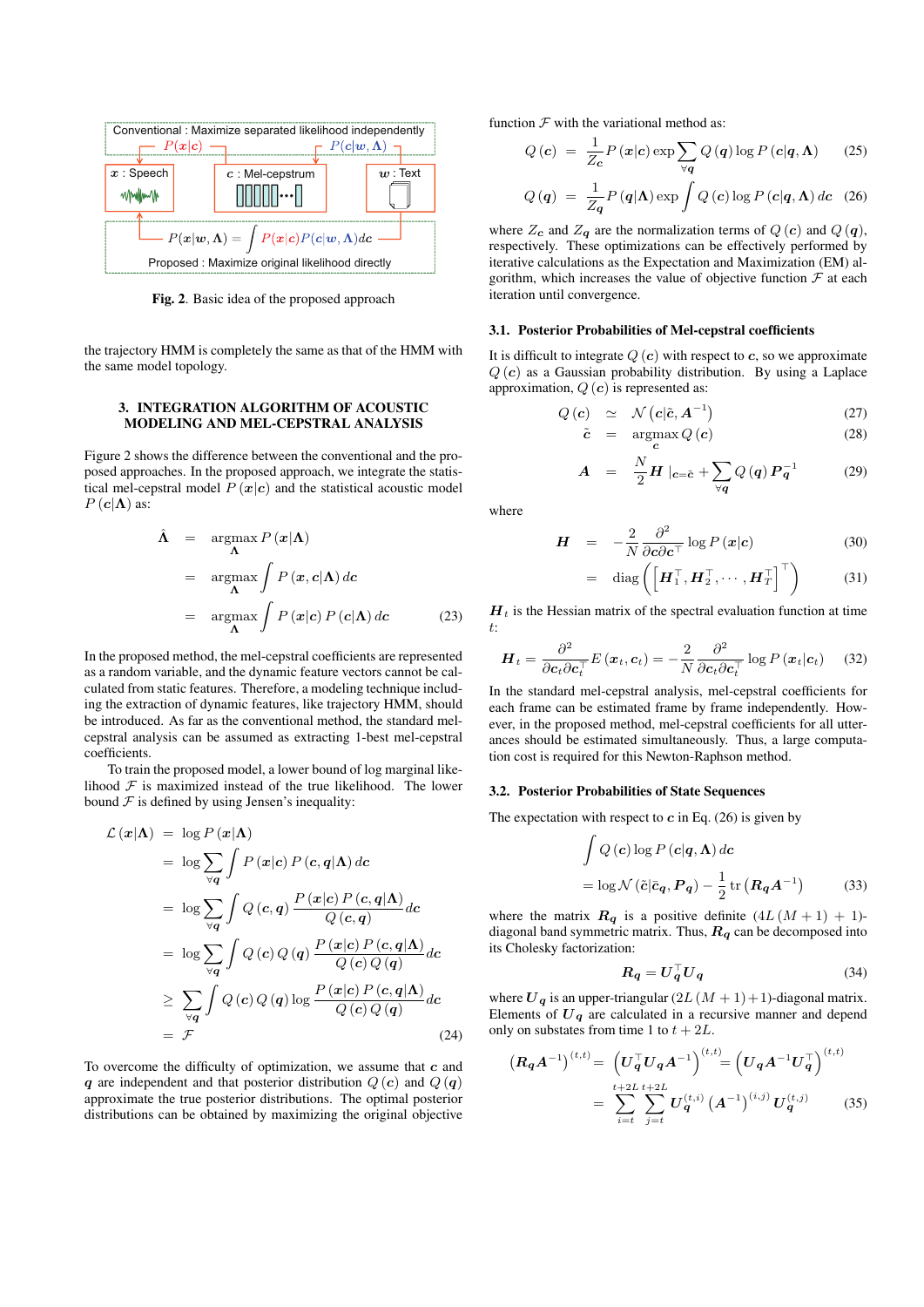Conventional : Maximize separated likelihood independently

$P(\boldsymbol{x}|\boldsymbol{c})$ $P(\boldsymbol{c}|\boldsymbol{w},\boldsymbol{\Lambda})$

$\boldsymbol{x}$ : Speech $\boldsymbol{c}$ : Mel-cepstrum $\boldsymbol{w}$ : Text

$P(\boldsymbol{x}|\boldsymbol{w},\boldsymbol{\Lambda}) = \int P(\boldsymbol{x}|\boldsymbol{c})P(\boldsymbol{c}|\boldsymbol{w},\boldsymbol{\Lambda})d\boldsymbol{c}$

Proposed : Maximize original likelihood directly

**Fig. 2**. Basic idea of the proposed approach

the trajectory HMM is completely the same as that of the HMM with the same model topology.

## 3. INTEGRATION ALGORITHM OF ACOUSTIC MODELING AND MEL-CEPSTRAL ANALYSIS

Figure 2 shows the difference between the conventional and the proposed approaches. In the proposed approach, we integrate the statistical mel-cepstral model $P(\boldsymbol{x}|\boldsymbol{c})$ and the statistical acoustic model $P(\boldsymbol{c}|\boldsymbol{\Lambda})$ as:

$$
\begin{aligned}
\hat{\boldsymbol{\Lambda}} &= \underset{\boldsymbol{\Lambda}}{\operatorname{argmax}}\, P(\boldsymbol{x}|\boldsymbol{\Lambda}) \\
&= \underset{\boldsymbol{\Lambda}}{\operatorname{argmax}} \int P(\boldsymbol{x},\boldsymbol{c}|\boldsymbol{\Lambda})\, d\boldsymbol{c} \\
&= \underset{\boldsymbol{\Lambda}}{\operatorname{argmax}} \int P(\boldsymbol{x}|\boldsymbol{c})\, P(\boldsymbol{c}|\boldsymbol{\Lambda})\, d\boldsymbol{c} \qquad (23)
\end{aligned}
$$

In the proposed method, the mel-cepstral coefficients are represented as a random variable, and the dynamic feature vectors cannot be calculated from static features. Therefore, a modeling technique including the extraction of dynamic features, like trajectory HMM, should be introduced. As far as the conventional method, the standard mel-cepstral analysis can be assumed as extracting 1-best mel-cepstral coefficients.

To train the proposed model, a lower bound of log marginal likelihood $\mathcal{F}$ is maximized instead of the true likelihood. The lower bound $\mathcal{F}$ is defined by using Jensen's inequality:

$$
\begin{aligned}
\mathcal{L}(\boldsymbol{x}|\boldsymbol{\Lambda}) &= \log P(\boldsymbol{x}|\boldsymbol{\Lambda}) \\
&= \log \sum_{\forall \boldsymbol{q}} \int P(\boldsymbol{x}|\boldsymbol{c})\, P(\boldsymbol{c},\boldsymbol{q}|\boldsymbol{\Lambda})\, d\boldsymbol{c} \\
&= \log \sum_{\forall \boldsymbol{q}} \int Q(\boldsymbol{c},\boldsymbol{q}) \frac{P(\boldsymbol{x}|\boldsymbol{c})\, P(\boldsymbol{c},\boldsymbol{q}|\boldsymbol{\Lambda})}{Q(\boldsymbol{c},\boldsymbol{q})} d\boldsymbol{c} \\
&= \log \sum_{\forall \boldsymbol{q}} \int Q(\boldsymbol{c})\, Q(\boldsymbol{q}) \frac{P(\boldsymbol{x}|\boldsymbol{c})\, P(\boldsymbol{c},\boldsymbol{q}|\boldsymbol{\Lambda})}{Q(\boldsymbol{c})\, Q(\boldsymbol{q})} d\boldsymbol{c} \\
&\geq \sum_{\forall \boldsymbol{q}} \int Q(\boldsymbol{c})\, Q(\boldsymbol{q}) \log \frac{P(\boldsymbol{x}|\boldsymbol{c})\, P(\boldsymbol{c},\boldsymbol{q}|\boldsymbol{\Lambda})}{Q(\boldsymbol{c})\, Q(\boldsymbol{q})} d\boldsymbol{c} \\
&= \mathcal{F} \qquad (24)
\end{aligned}
$$

To overcome the difficulty of optimization, we assume that $\boldsymbol{c}$ and $\boldsymbol{q}$ are independent and that posterior distribution $Q(\boldsymbol{c})$ and $Q(\boldsymbol{q})$ approximate the true posterior distributions. The optimal posterior distributions can be obtained by maximizing the original objective function $\mathcal{F}$ with the variational method as:

$$
Q(\boldsymbol{c}) = \frac{1}{Z_{\boldsymbol{c}}} P(\boldsymbol{x}|\boldsymbol{c}) \exp \sum_{\forall \boldsymbol{q}} Q(\boldsymbol{q}) \log P(\boldsymbol{c}|\boldsymbol{q},\boldsymbol{\Lambda}) \qquad (25)
$$

$$
Q(\boldsymbol{q}) = \frac{1}{Z_{\boldsymbol{q}}} P(\boldsymbol{q}|\boldsymbol{\Lambda}) \exp \int Q(\boldsymbol{c}) \log P(\boldsymbol{c}|\boldsymbol{q},\boldsymbol{\Lambda})\, d\boldsymbol{c} \qquad (26)
$$

where $Z_{\boldsymbol{c}}$ and $Z_{\boldsymbol{q}}$ are the normalization terms of $Q(\boldsymbol{c})$ and $Q(\boldsymbol{q})$, respectively. These optimizations can be effectively performed by iterative calculations as the Expectation and Maximization (EM) algorithm, which increases the value of objective function $\mathcal{F}$ at each iteration until convergence.

### 3.1. Posterior Probabilities of Mel-cepstral coefficients

It is difficult to integrate $Q(\boldsymbol{c})$ with respect to $\boldsymbol{c}$, so we approximate $Q(\boldsymbol{c})$ as a Gaussian probability distribution. By using a Laplace approximation, $Q(\boldsymbol{c})$ is represented as:

$$
\begin{aligned}
Q(\boldsymbol{c}) &\simeq \mathcal{N}\left(\boldsymbol{c}|\tilde{\boldsymbol{c}}, \boldsymbol{A}^{-1}\right) \qquad (27) \\
\tilde{\boldsymbol{c}} &= \underset{\boldsymbol{c}}{\operatorname{argmax}}\, Q(\boldsymbol{c}) \qquad (28) \\
\boldsymbol{A} &= \frac{N}{2} \boldsymbol{H}\,|_{\boldsymbol{c}=\tilde{\boldsymbol{c}}} + \sum_{\forall \boldsymbol{q}} Q(\boldsymbol{q})\, \boldsymbol{P}_{\boldsymbol{q}}^{-1} \qquad (29)
\end{aligned}
$$

where

$$
\begin{aligned}
\boldsymbol{H} &= -\frac{2}{N} \frac{\partial^2}{\partial \boldsymbol{c} \partial \boldsymbol{c}^\top} \log P(\boldsymbol{x}|\boldsymbol{c}) \qquad (30) \\
&= \operatorname{diag}\left(\left[\boldsymbol{H}_1^\top, \boldsymbol{H}_2^\top, \cdots, \boldsymbol{H}_T^\top\right]^\top\right) \qquad (31)
\end{aligned}
$$

$\boldsymbol{H}_t$ is the Hessian matrix of the spectral evaluation function at time $t$:

$$
\boldsymbol{H}_t = \frac{\partial^2}{\partial \boldsymbol{c}_t \partial \boldsymbol{c}_t^\top} E(\boldsymbol{x}_t, \boldsymbol{c}_t) = -\frac{2}{N} \frac{\partial^2}{\partial \boldsymbol{c}_t \partial \boldsymbol{c}_t^\top} \log P(\boldsymbol{x}_t|\boldsymbol{c}_t) \qquad (32)
$$

In the standard mel-cepstral analysis, mel-cepstral coefficients for each frame can be estimated frame by frame independently. However, in the proposed method, mel-cepstral coefficients for all utterances should be estimated simultaneously. Thus, a large computation cost is required for this Newton-Raphson method.

### 3.2. Posterior Probabilities of State Sequences

The expectation with respect to $\boldsymbol{c}$ in Eq. (26) is given by

$$
\begin{aligned}
&\int Q(\boldsymbol{c}) \log P(\boldsymbol{c}|\boldsymbol{q},\boldsymbol{\Lambda})\, d\boldsymbol{c} \\
&= \log \mathcal{N}\left(\tilde{\boldsymbol{c}}|\bar{\boldsymbol{c}}_{\boldsymbol{q}}, \boldsymbol{P}_{\boldsymbol{q}}\right) - \frac{1}{2} \operatorname{tr}\left(\boldsymbol{R}_{\boldsymbol{q}} \boldsymbol{A}^{-1}\right) \qquad (33)
\end{aligned}
$$

where the matrix $\boldsymbol{R}_{\boldsymbol{q}}$ is a positive definite $(4L(M+1)+1)$-diagonal band symmetric matrix. Thus, $\boldsymbol{R}_{\boldsymbol{q}}$ can be decomposed into its Cholesky factorization:

$$
\boldsymbol{R}_{\boldsymbol{q}} = \boldsymbol{U}_{\boldsymbol{q}}^\top \boldsymbol{U}_{\boldsymbol{q}} \qquad (34)
$$

where $\boldsymbol{U}_{\boldsymbol{q}}$ is an upper-triangular $(2L(M+1)+1)$-diagonal matrix. Elements of $\boldsymbol{U}_{\boldsymbol{q}}$ are calculated in a recursive manner and depend only on substates from time 1 to $t+2L$.

$$
\begin{aligned}
\left(\boldsymbol{R}_{\boldsymbol{q}} \boldsymbol{A}^{-1}\right)^{(t,t)} &= \left(\boldsymbol{U}_{\boldsymbol{q}}^\top \boldsymbol{U}_{\boldsymbol{q}} \boldsymbol{A}^{-1}\right)^{(t,t)} = \left(\boldsymbol{U}_{\boldsymbol{q}} \boldsymbol{A}^{-1} \boldsymbol{U}_{\boldsymbol{q}}^\top\right)^{(t,t)} \\
&= \sum_{i=t}^{t+2L} \sum_{j=t}^{t+2L} \boldsymbol{U}_{\boldsymbol{q}}^{(t,i)} \left(\boldsymbol{A}^{-1}\right)^{(i,j)} \boldsymbol{U}_{\boldsymbol{q}}^{(t,j)} \qquad (35)
\end{aligned}
$$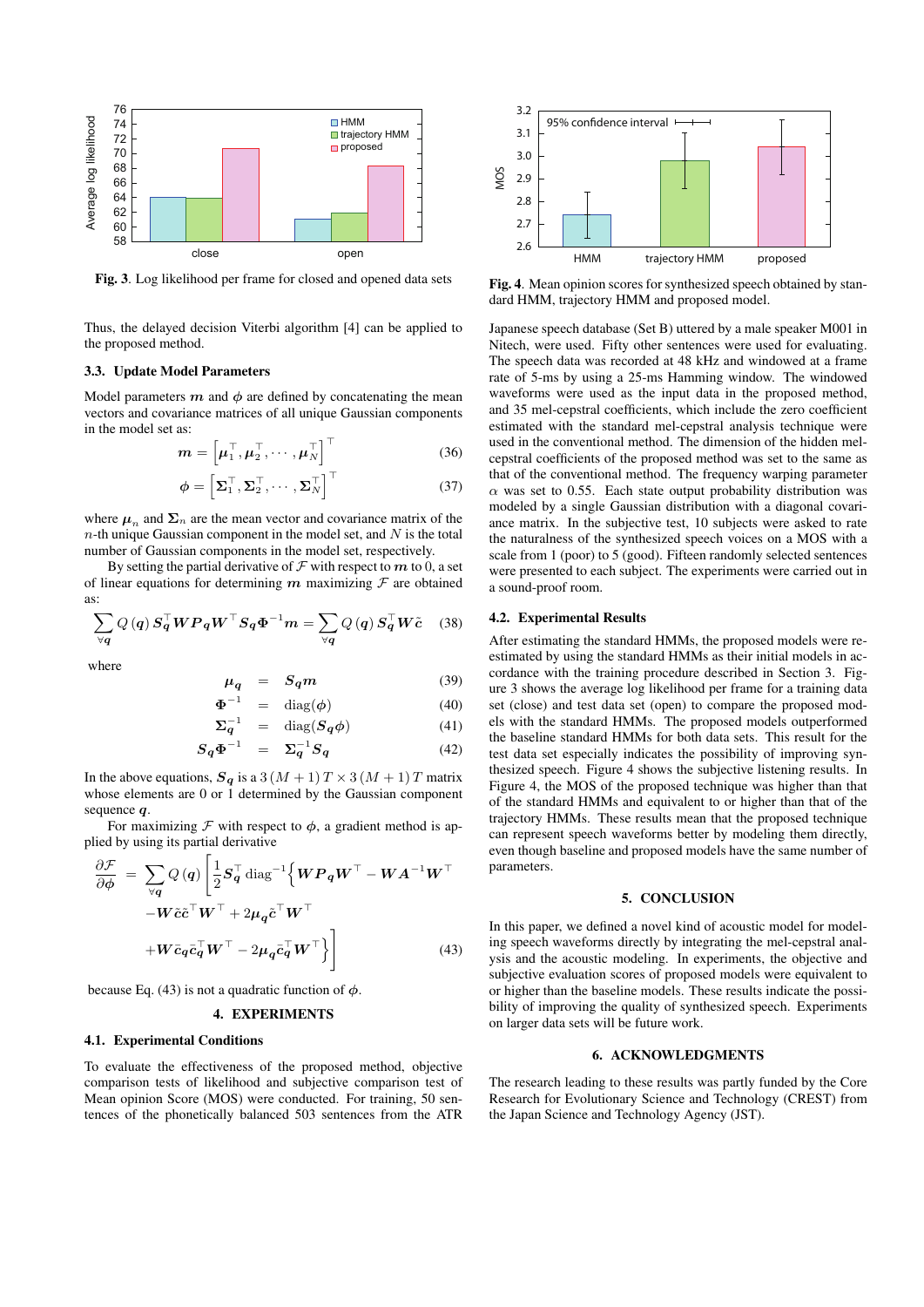Fig. 3. Log likelihood per frame for closed and opened data sets

Thus, the delayed decision Viterbi algorithm [4] can be applied to the proposed method.

### 3.3. Update Model Parameters

Model parameters $\boldsymbol{m}$ and $\boldsymbol{\phi}$ are defined by concatenating the mean vectors and covariance matrices of all unique Gaussian components in the model set as:

$$\boldsymbol{m} = \left[\boldsymbol{\mu}_1^\top, \boldsymbol{\mu}_2^\top, \cdots, \boldsymbol{\mu}_N^\top\right]^\top \tag{36}$$

$$\boldsymbol{\phi} = \left[\boldsymbol{\Sigma}_1^\top, \boldsymbol{\Sigma}_2^\top, \cdots, \boldsymbol{\Sigma}_N^\top\right]^\top \tag{37}$$

where $\boldsymbol{\mu}_n$ and $\boldsymbol{\Sigma}_n$ are the mean vector and covariance matrix of the $n$-th unique Gaussian component in the model set, and $N$ is the total number of Gaussian components in the model set, respectively.

By setting the partial derivative of $\mathcal{F}$ with respect to $\boldsymbol{m}$ to 0, a set of linear equations for determining $\boldsymbol{m}$ maximizing $\mathcal{F}$ are obtained as:

$$\sum_{\forall \boldsymbol{q}} Q(\boldsymbol{q})\, \boldsymbol{S}_{\boldsymbol{q}}^\top \boldsymbol{W} \boldsymbol{P}_{\boldsymbol{q}} \boldsymbol{W}^\top \boldsymbol{S}_{\boldsymbol{q}} \boldsymbol{\Phi}^{-1} \boldsymbol{m} = \sum_{\forall \boldsymbol{q}} Q(\boldsymbol{q})\, \boldsymbol{S}_{\boldsymbol{q}}^\top \boldsymbol{W} \tilde{\boldsymbol{c}} \tag{38}$$

where

$$\boldsymbol{\mu}_{\boldsymbol{q}} = \boldsymbol{S}_{\boldsymbol{q}} \boldsymbol{m} \tag{39}$$

$$\boldsymbol{\Phi}^{-1} = \mathrm{diag}(\boldsymbol{\phi}) \tag{40}$$

$$\boldsymbol{\Sigma}_{\boldsymbol{q}}^{-1} = \mathrm{diag}(\boldsymbol{S}_{\boldsymbol{q}} \boldsymbol{\phi}) \tag{41}$$

$$\boldsymbol{S}_{\boldsymbol{q}} \boldsymbol{\Phi}^{-1} = \boldsymbol{\Sigma}_{\boldsymbol{q}}^{-1} \boldsymbol{S}_{\boldsymbol{q}} \tag{42}$$

In the above equations, $\boldsymbol{S}_{\boldsymbol{q}}$ is a $3(M+1)T \times 3(M+1)T$ matrix whose elements are 0 or 1 determined by the Gaussian component sequence $\boldsymbol{q}$.

For maximizing $\mathcal{F}$ with respect to $\boldsymbol{\phi}$, a gradient method is applied by using its partial derivative

$$\frac{\partial \mathcal{F}}{\partial \boldsymbol{\phi}} = \sum_{\forall \boldsymbol{q}} Q(\boldsymbol{q}) \Bigg[ \frac{1}{2} \boldsymbol{S}_{\boldsymbol{q}}^\top \, \mathrm{diag}^{-1} \Big\{ \boldsymbol{W} \boldsymbol{P}_{\boldsymbol{q}} \boldsymbol{W}^\top - \boldsymbol{W} \boldsymbol{A}^{-1} \boldsymbol{W}^\top - \boldsymbol{W} \tilde{\boldsymbol{c}} \tilde{\boldsymbol{c}}^\top \boldsymbol{W}^\top + 2 \boldsymbol{\mu}_{\boldsymbol{q}} \tilde{\boldsymbol{c}}^\top \boldsymbol{W}^\top + \boldsymbol{W} \bar{\boldsymbol{c}}_{\boldsymbol{q}} \bar{\boldsymbol{c}}_{\boldsymbol{q}}^\top \boldsymbol{W}^\top - 2 \boldsymbol{\mu}_{\boldsymbol{q}} \bar{\boldsymbol{c}}_{\boldsymbol{q}}^\top \boldsymbol{W}^\top \Big\} \Bigg] \tag{43}$$

because Eq. (43) is not a quadratic function of $\boldsymbol{\phi}$.

## 4. EXPERIMENTS

### 4.1. Experimental Conditions

To evaluate the effectiveness of the proposed method, objective comparison tests of likelihood and subjective comparison test of Mean opinion Score (MOS) were conducted. For training, 50 sentences of the phonetically balanced 503 sentences from the ATR Japanese speech database (Set B) uttered by a male speaker M001 in Nitech, were used. Fifty other sentences were used for evaluating. The speech data was recorded at 48 kHz and windowed at a frame rate of 5-ms by using a 25-ms Hamming window. The windowed waveforms were used as the input data in the proposed method, and 35 mel-cepstral coefficients, which include the zero coefficient estimated with the standard mel-cepstral analysis technique were used in the conventional method. The dimension of the hidden mel-cepstral coefficients of the proposed method was set to the same as that of the conventional method. The frequency warping parameter $\alpha$ was set to 0.55. Each state output probability distribution was modeled by a single Gaussian distribution with a diagonal covariance matrix. In the subjective test, 10 subjects were asked to rate the naturalness of the synthesized speech voices on a MOS with a scale from 1 (poor) to 5 (good). Fifteen randomly selected sentences were presented to each subject. The experiments were carried out in a sound-proof room.

Fig. 4. Mean opinion scores for synthesized speech obtained by standard HMM, trajectory HMM and proposed model.

### 4.2. Experimental Results

After estimating the standard HMMs, the proposed models were re-estimated by using the standard HMMs as their initial models in accordance with the training procedure described in Section 3. Figure 3 shows the average log likelihood per frame for a training data set (close) and test data set (open) to compare the proposed models with the standard HMMs. The proposed models outperformed the baseline standard HMMs for both data sets. This result for the test data set especially indicates the possibility of improving synthesized speech. Figure 4 shows the subjective listening results. In Figure 4, the MOS of the proposed technique was higher than that of the standard HMMs and equivalent to or higher than that of the trajectory HMMs. These results mean that the proposed technique can represent speech waveforms better by modeling them directly, even though baseline and proposed models have the same number of parameters.

## 5. CONCLUSION

In this paper, we defined a novel kind of acoustic model for modeling speech waveforms directly by integrating the mel-cepstral analysis and the acoustic modeling. In experiments, the objective and subjective evaluation scores of proposed models were equivalent to or higher than the baseline models. These results indicate the possibility of improving the quality of synthesized speech. Experiments on larger data sets will be future work.

## 6. ACKNOWLEDGMENTS

The research leading to these results was partly funded by the Core Research for Evolutionary Science and Technology (CREST) from the Japan Science and Technology Agency (JST).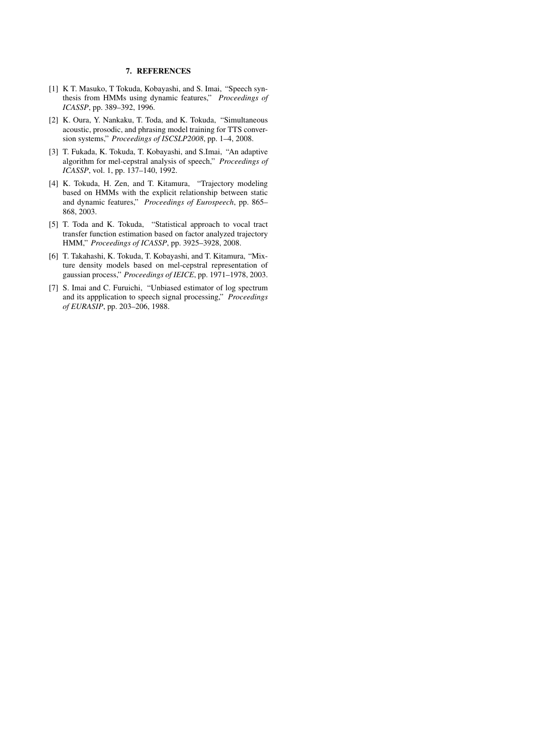## 7. REFERENCES

[1] K T. Masuko, T Tokuda, Kobayashi, and S. Imai, "Speech synthesis from HMMs using dynamic features," *Proceedings of ICASSP*, pp. 389–392, 1996.

[2] K. Oura, Y. Nankaku, T. Toda, and K. Tokuda, "Simultaneous acoustic, prosodic, and phrasing model training for TTS conversion systems," *Proceedings of ISCSLP2008*, pp. 1–4, 2008.

[3] T. Fukada, K. Tokuda, T. Kobayashi, and S.Imai, "An adaptive algorithm for mel-cepstral analysis of speech," *Proceedings of ICASSP*, vol. 1, pp. 137–140, 1992.

[4] K. Tokuda, H. Zen, and T. Kitamura, "Trajectory modeling based on HMMs with the explicit relationship between static and dynamic features," *Proceedings of Eurospeech*, pp. 865–868, 2003.

[5] T. Toda and K. Tokuda, "Statistical approach to vocal tract transfer function estimation based on factor analyzed trajectory HMM," *Proceedings of ICASSP*, pp. 3925–3928, 2008.

[6] T. Takahashi, K. Tokuda, T. Kobayashi, and T. Kitamura, "Mixture density models based on mel-cepstral representation of gaussian process," *Proceedings of IEICE*, pp. 1971–1978, 2003.

[7] S. Imai and C. Furuichi, "Unbiased estimator of log spectrum and its appplication to speech signal processing," *Proceedings of EURASIP*, pp. 203–206, 1988.